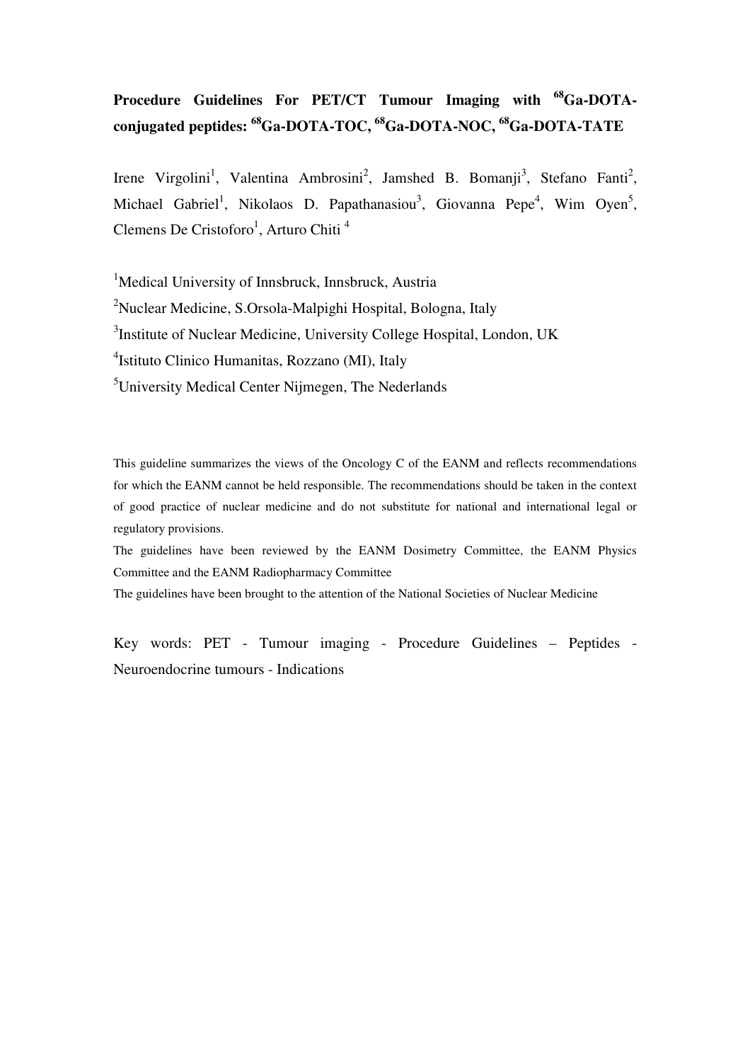# Procedure Guidelines For PET/CT Tumour Imaging with $^{68}$Ga-DOTA-conjugated peptides: $^{68}$Ga-DOTA-TOC, $^{68}$Ga-DOTA-NOC, $^{68}$Ga-DOTA-TATE

Irene Virgolini[1], Valentina Ambrosini[2], Jamshed B. Bomanji[3], Stefano Fanti[2], Michael Gabriel[1], Nikolaos D. Papathanasiou[3], Giovanna Pepe[4], Wim Oyen[5], Clemens De Cristoforo[1], Arturo Chiti[4]

[1]Medical University of Innsbruck, Innsbruck, Austria

[2]Nuclear Medicine, S.Orsola-Malpighi Hospital, Bologna, Italy

[3]Institute of Nuclear Medicine, University College Hospital, London, UK

[4]Istituto Clinico Humanitas, Rozzano (MI), Italy

[5]University Medical Center Nijmegen, The Nederlands

This guideline summarizes the views of the Oncology C of the EANM and reflects recommendations for which the EANM cannot be held responsible. The recommendations should be taken in the context of good practice of nuclear medicine and do not substitute for national and international legal or regulatory provisions.

The guidelines have been reviewed by the EANM Dosimetry Committee, the EANM Physics Committee and the EANM Radiopharmacy Committee

The guidelines have been brought to the attention of the National Societies of Nuclear Medicine

Key words: PET - Tumour imaging - Procedure Guidelines – Peptides - Neuroendocrine tumours - Indications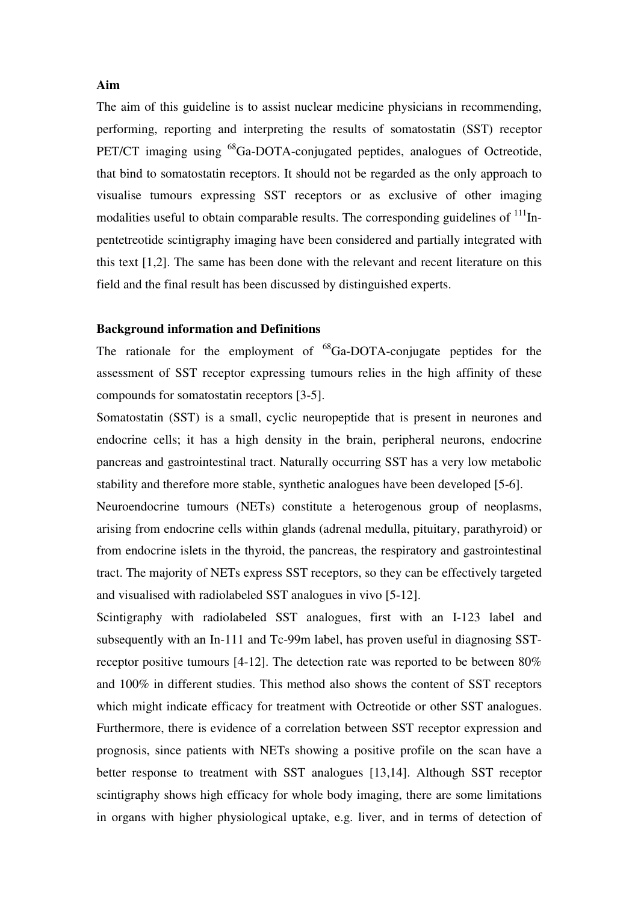**Aim**

The aim of this guideline is to assist nuclear medicine physicians in recommending, performing, reporting and interpreting the results of somatostatin (SST) receptor PET/CT imaging using $^{68}$Ga-DOTA-conjugated peptides, analogues of Octreotide, that bind to somatostatin receptors. It should not be regarded as the only approach to visualise tumours expressing SST receptors or as exclusive of other imaging modalities useful to obtain comparable results. The corresponding guidelines of $^{111}$In-pentetreotide scintigraphy imaging have been considered and partially integrated with this text [1,2]. The same has been done with the relevant and recent literature on this field and the final result has been discussed by distinguished experts.

**Background information and Definitions**

The rationale for the employment of $^{68}$Ga-DOTA-conjugate peptides for the assessment of SST receptor expressing tumours relies in the high affinity of these compounds for somatostatin receptors [3-5].

Somatostatin (SST) is a small, cyclic neuropeptide that is present in neurones and endocrine cells; it has a high density in the brain, peripheral neurons, endocrine pancreas and gastrointestinal tract. Naturally occurring SST has a very low metabolic stability and therefore more stable, synthetic analogues have been developed [5-6].

Neuroendocrine tumours (NETs) constitute a heterogenous group of neoplasms, arising from endocrine cells within glands (adrenal medulla, pituitary, parathyroid) or from endocrine islets in the thyroid, the pancreas, the respiratory and gastrointestinal tract. The majority of NETs express SST receptors, so they can be effectively targeted and visualised with radiolabeled SST analogues in vivo [5-12].

Scintigraphy with radiolabeled SST analogues, first with an I-123 label and subsequently with an In-111 and Tc-99m label, has proven useful in diagnosing SST-receptor positive tumours [4-12]. The detection rate was reported to be between 80% and 100% in different studies. This method also shows the content of SST receptors which might indicate efficacy for treatment with Octreotide or other SST analogues. Furthermore, there is evidence of a correlation between SST receptor expression and prognosis, since patients with NETs showing a positive profile on the scan have a better response to treatment with SST analogues [13,14]. Although SST receptor scintigraphy shows high efficacy for whole body imaging, there are some limitations in organs with higher physiological uptake, e.g. liver, and in terms of detection of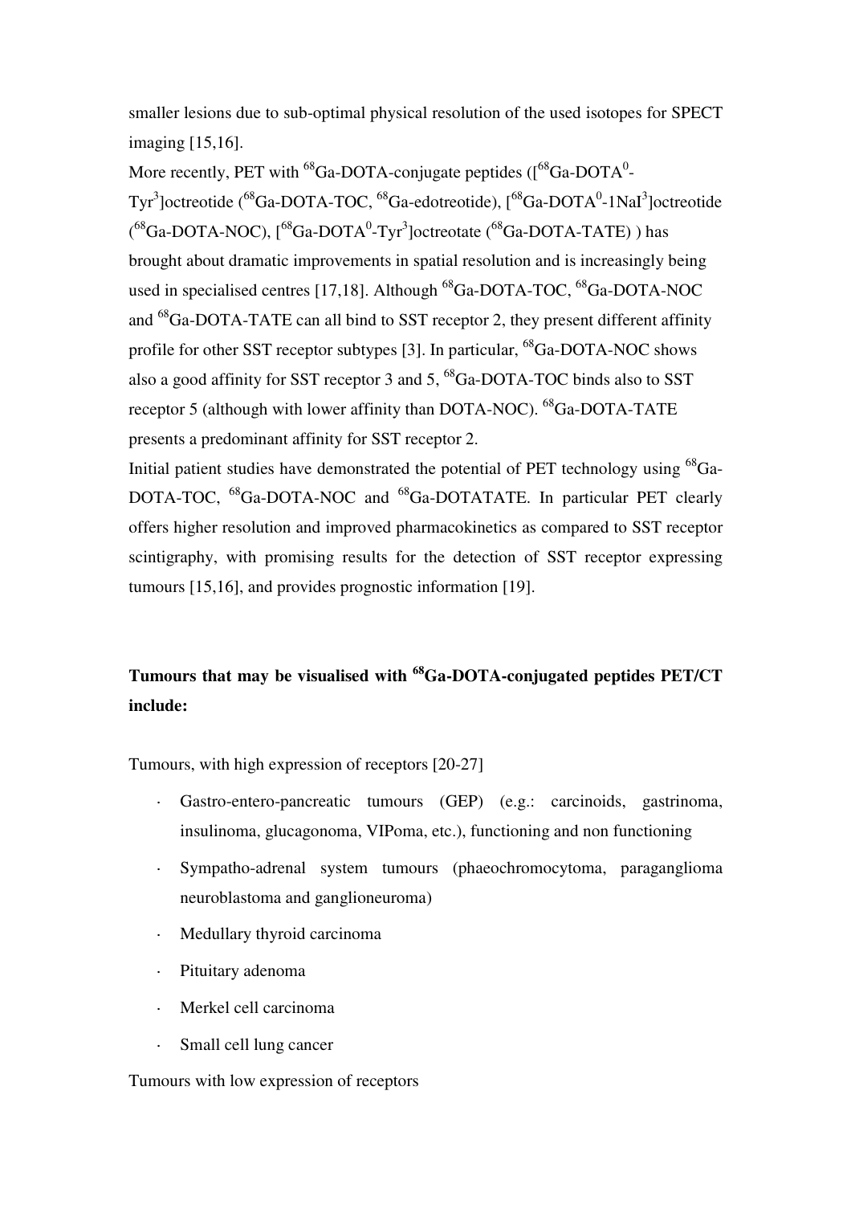smaller lesions due to sub-optimal physical resolution of the used isotopes for SPECT imaging [15,16].

More recently, PET with $^{68}$Ga-DOTA-conjugate peptides ([$^{68}$Ga-DOTA$^{0}$-Tyr$^{3}$]octreotide ($^{68}$Ga-DOTA-TOC, $^{68}$Ga-edotreotide), [$^{68}$Ga-DOTA$^{0}$-1NaI$^{3}$]octreotide ($^{68}$Ga-DOTA-NOC), [$^{68}$Ga-DOTA$^{0}$-Tyr$^{3}$]octreotate ($^{68}$Ga-DOTA-TATE) ) has brought about dramatic improvements in spatial resolution and is increasingly being used in specialised centres [17,18]. Although $^{68}$Ga-DOTA-TOC, $^{68}$Ga-DOTA-NOC and $^{68}$Ga-DOTA-TATE can all bind to SST receptor 2, they present different affinity profile for other SST receptor subtypes [3]. In particular, $^{68}$Ga-DOTA-NOC shows also a good affinity for SST receptor 3 and 5, $^{68}$Ga-DOTA-TOC binds also to SST receptor 5 (although with lower affinity than DOTA-NOC). $^{68}$Ga-DOTA-TATE presents a predominant affinity for SST receptor 2.

Initial patient studies have demonstrated the potential of PET technology using $^{68}$Ga-DOTA-TOC, $^{68}$Ga-DOTA-NOC and $^{68}$Ga-DOTATATE. In particular PET clearly offers higher resolution and improved pharmacokinetics as compared to SST receptor scintigraphy, with promising results for the detection of SST receptor expressing tumours [15,16], and provides prognostic information [19].

**Tumours that may be visualised with $^{68}$Ga-DOTA-conjugated peptides PET/CT include:**

Tumours, with high expression of receptors [20-27]

- Gastro-entero-pancreatic tumours (GEP) (e.g.: carcinoids, gastrinoma, insulinoma, glucagonoma, VIPoma, etc.), functioning and non functioning
- Sympatho-adrenal system tumours (phaeochromocytoma, paraganglioma neuroblastoma and ganglioneuroma)
- Medullary thyroid carcinoma
- Pituitary adenoma
- Merkel cell carcinoma
- Small cell lung cancer

Tumours with low expression of receptors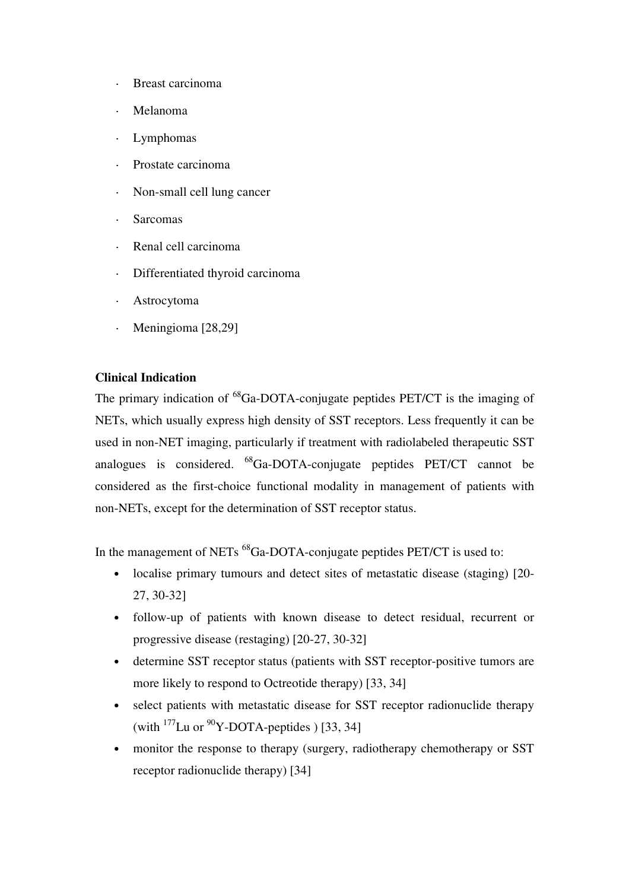- Breast carcinoma
- Melanoma
- Lymphomas
- Prostate carcinoma
- Non-small cell lung cancer
- Sarcomas
- Renal cell carcinoma
- Differentiated thyroid carcinoma
- Astrocytoma
- Meningioma [28,29]

**Clinical Indication**

The primary indication of $^{68}$Ga-DOTA-conjugate peptides PET/CT is the imaging of NETs, which usually express high density of SST receptors. Less frequently it can be used in non-NET imaging, particularly if treatment with radiolabeled therapeutic SST analogues is considered. $^{68}$Ga-DOTA-conjugate peptides PET/CT cannot be considered as the first-choice functional modality in management of patients with non-NETs, except for the determination of SST receptor status.

In the management of NETs $^{68}$Ga-DOTA-conjugate peptides PET/CT is used to:

- localise primary tumours and detect sites of metastatic disease (staging) [20-27, 30-32]
- follow-up of patients with known disease to detect residual, recurrent or progressive disease (restaging) [20-27, 30-32]
- determine SST receptor status (patients with SST receptor-positive tumors are more likely to respond to Octreotide therapy) [33, 34]
- select patients with metastatic disease for SST receptor radionuclide therapy (with $^{177}$Lu or $^{90}$Y-DOTA-peptides ) [33, 34]
- monitor the response to therapy (surgery, radiotherapy chemotherapy or SST receptor radionuclide therapy) [34]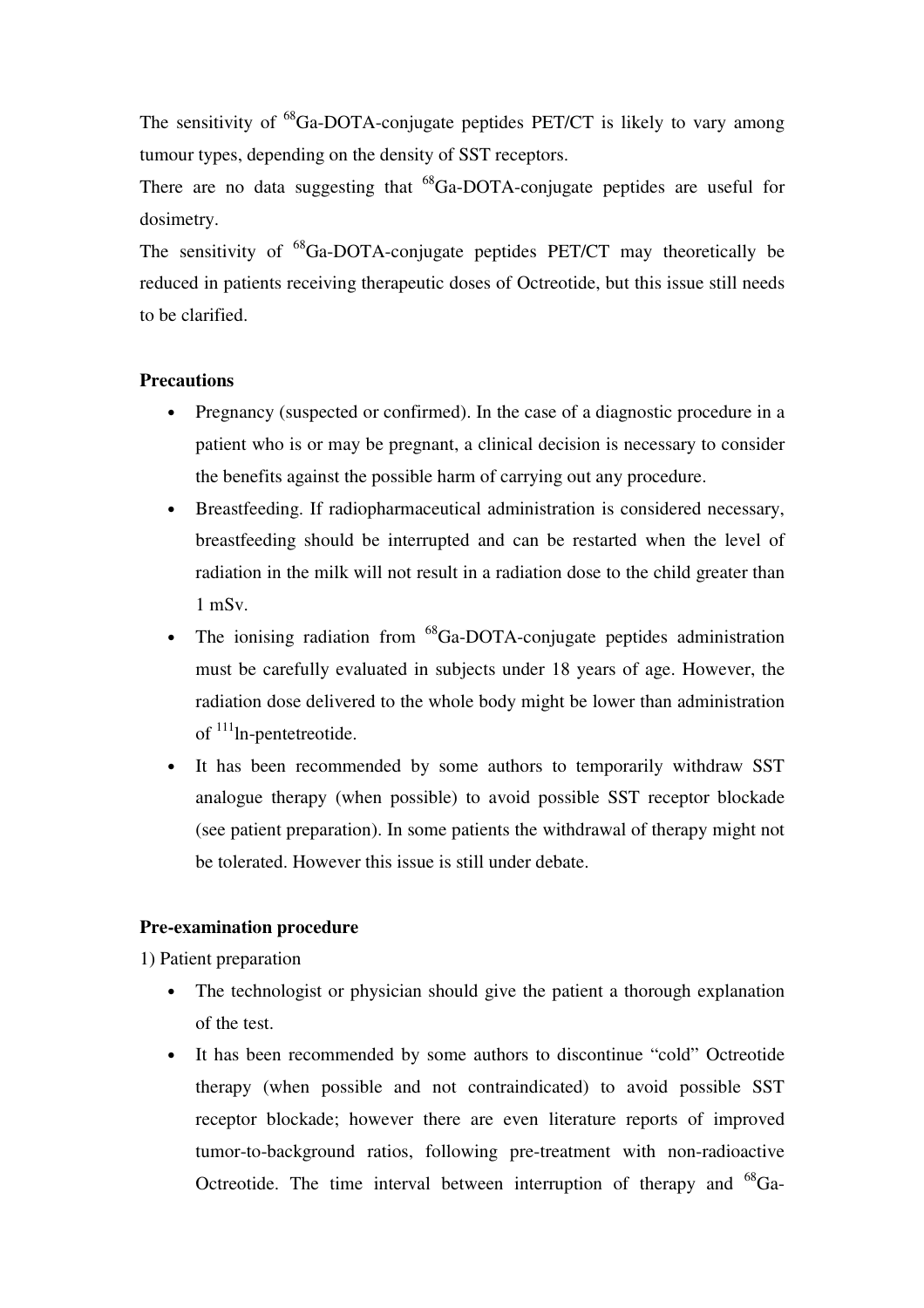The sensitivity of $^{68}$Ga-DOTA-conjugate peptides PET/CT is likely to vary among tumour types, depending on the density of SST receptors.

There are no data suggesting that $^{68}$Ga-DOTA-conjugate peptides are useful for dosimetry.

The sensitivity of $^{68}$Ga-DOTA-conjugate peptides PET/CT may theoretically be reduced in patients receiving therapeutic doses of Octreotide, but this issue still needs to be clarified.

**Precautions**

- Pregnancy (suspected or confirmed). In the case of a diagnostic procedure in a patient who is or may be pregnant, a clinical decision is necessary to consider the benefits against the possible harm of carrying out any procedure.
- Breastfeeding. If radiopharmaceutical administration is considered necessary, breastfeeding should be interrupted and can be restarted when the level of radiation in the milk will not result in a radiation dose to the child greater than 1 mSv.
- The ionising radiation from $^{68}$Ga-DOTA-conjugate peptides administration must be carefully evaluated in subjects under 18 years of age. However, the radiation dose delivered to the whole body might be lower than administration of $^{111}$ln-pentetreotide.
- It has been recommended by some authors to temporarily withdraw SST analogue therapy (when possible) to avoid possible SST receptor blockade (see patient preparation). In some patients the withdrawal of therapy might not be tolerated. However this issue is still under debate.

**Pre-examination procedure**

1) Patient preparation

- The technologist or physician should give the patient a thorough explanation of the test.
- It has been recommended by some authors to discontinue "cold" Octreotide therapy (when possible and not contraindicated) to avoid possible SST receptor blockade; however there are even literature reports of improved tumor-to-background ratios, following pre-treatment with non-radioactive Octreotide. The time interval between interruption of therapy and $^{68}$Ga-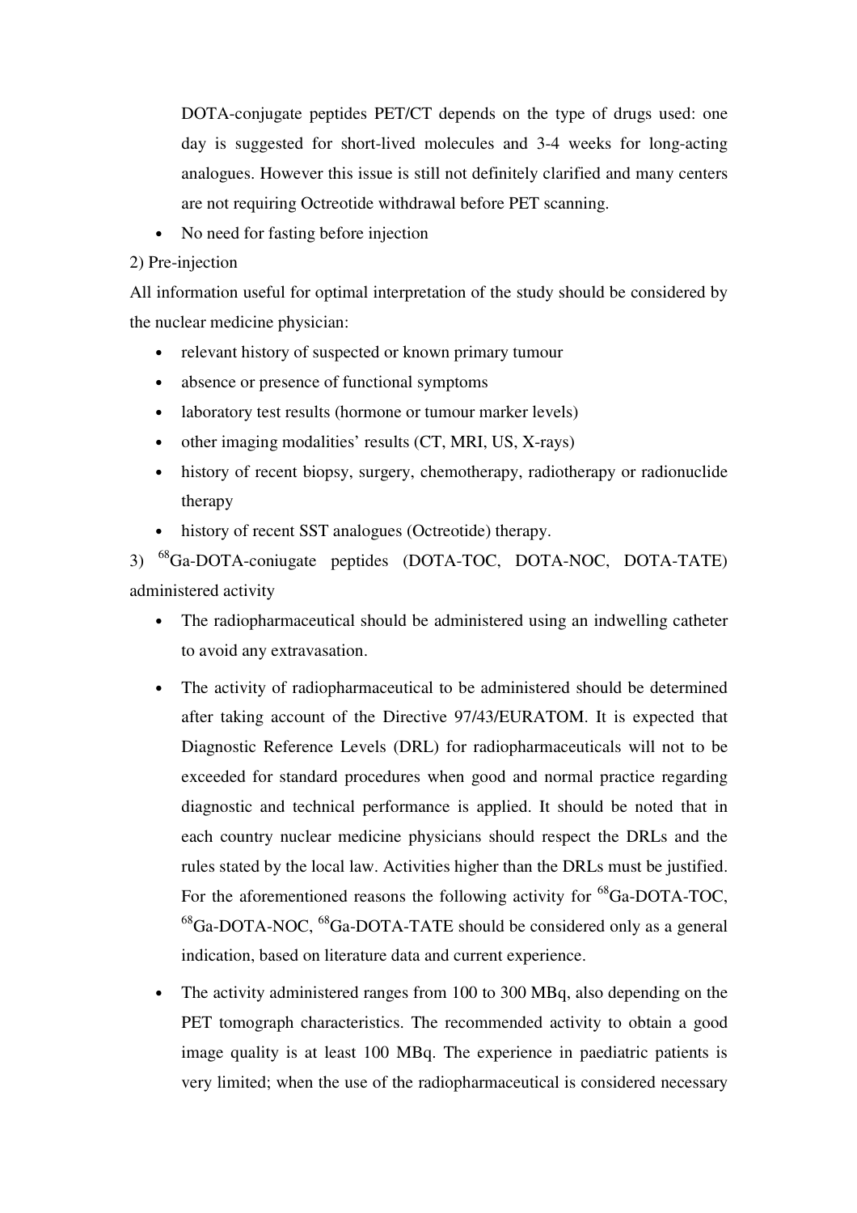DOTA-conjugate peptides PET/CT depends on the type of drugs used: one day is suggested for short-lived molecules and 3-4 weeks for long-acting analogues. However this issue is still not definitely clarified and many centers are not requiring Octreotide withdrawal before PET scanning.

- No need for fasting before injection

2) Pre-injection

All information useful for optimal interpretation of the study should be considered by the nuclear medicine physician:

- relevant history of suspected or known primary tumour
- absence or presence of functional symptoms
- laboratory test results (hormone or tumour marker levels)
- other imaging modalities' results (CT, MRI, US, X-rays)
- history of recent biopsy, surgery, chemotherapy, radiotherapy or radionuclide therapy
- history of recent SST analogues (Octreotide) therapy.

3) $^{68}$Ga-DOTA-coniugate peptides (DOTA-TOC, DOTA-NOC, DOTA-TATE) administered activity

- The radiopharmaceutical should be administered using an indwelling catheter to avoid any extravasation.
- The activity of radiopharmaceutical to be administered should be determined after taking account of the Directive 97/43/EURATOM. It is expected that Diagnostic Reference Levels (DRL) for radiopharmaceuticals will not to be exceeded for standard procedures when good and normal practice regarding diagnostic and technical performance is applied. It should be noted that in each country nuclear medicine physicians should respect the DRLs and the rules stated by the local law. Activities higher than the DRLs must be justified. For the aforementioned reasons the following activity for $^{68}$Ga-DOTA-TOC, $^{68}$Ga-DOTA-NOC, $^{68}$Ga-DOTA-TATE should be considered only as a general indication, based on literature data and current experience.
- The activity administered ranges from 100 to 300 MBq, also depending on the PET tomograph characteristics. The recommended activity to obtain a good image quality is at least 100 MBq. The experience in paediatric patients is very limited; when the use of the radiopharmaceutical is considered necessary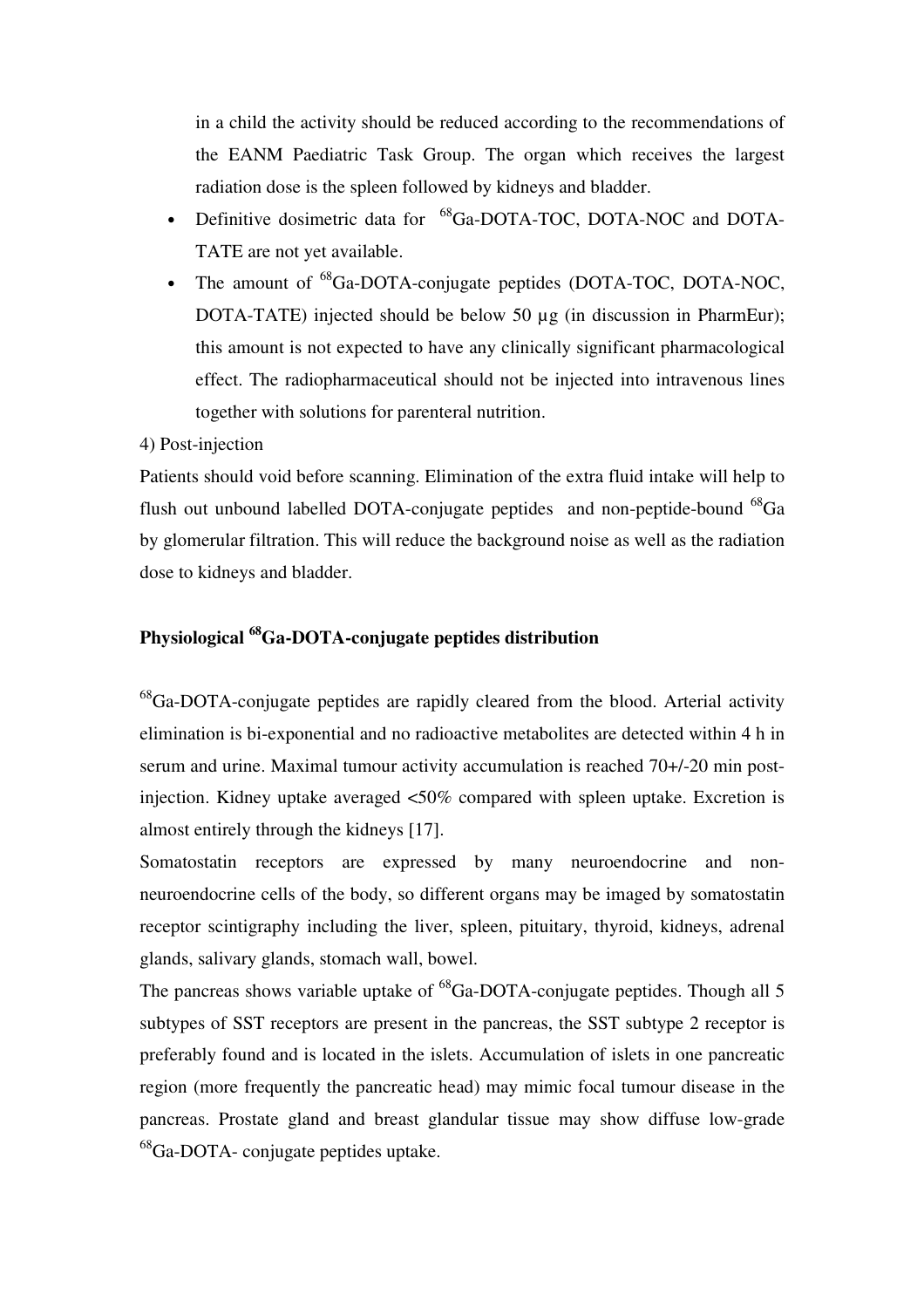in a child the activity should be reduced according to the recommendations of the EANM Paediatric Task Group. The organ which receives the largest radiation dose is the spleen followed by kidneys and bladder.

- Definitive dosimetric data for $^{68}$Ga-DOTA-TOC, DOTA-NOC and DOTA-TATE are not yet available.
- The amount of $^{68}$Ga-DOTA-conjugate peptides (DOTA-TOC, DOTA-NOC, DOTA-TATE) injected should be below 50 µg (in discussion in PharmEur); this amount is not expected to have any clinically significant pharmacological effect. The radiopharmaceutical should not be injected into intravenous lines together with solutions for parenteral nutrition.

4) Post-injection

Patients should void before scanning. Elimination of the extra fluid intake will help to flush out unbound labelled DOTA-conjugate peptides and non-peptide-bound $^{68}$Ga by glomerular filtration. This will reduce the background noise as well as the radiation dose to kidneys and bladder.

## Physiological $^{68}$Ga-DOTA-conjugate peptides distribution

$^{68}$Ga-DOTA-conjugate peptides are rapidly cleared from the blood. Arterial activity elimination is bi-exponential and no radioactive metabolites are detected within 4 h in serum and urine. Maximal tumour activity accumulation is reached 70+/-20 min post-injection. Kidney uptake averaged <50% compared with spleen uptake. Excretion is almost entirely through the kidneys [17].

Somatostatin receptors are expressed by many neuroendocrine and non-neuroendocrine cells of the body, so different organs may be imaged by somatostatin receptor scintigraphy including the liver, spleen, pituitary, thyroid, kidneys, adrenal glands, salivary glands, stomach wall, bowel.

The pancreas shows variable uptake of $^{68}$Ga-DOTA-conjugate peptides. Though all 5 subtypes of SST receptors are present in the pancreas, the SST subtype 2 receptor is preferably found and is located in the islets. Accumulation of islets in one pancreatic region (more frequently the pancreatic head) may mimic focal tumour disease in the pancreas. Prostate gland and breast glandular tissue may show diffuse low-grade $^{68}$Ga-DOTA- conjugate peptides uptake.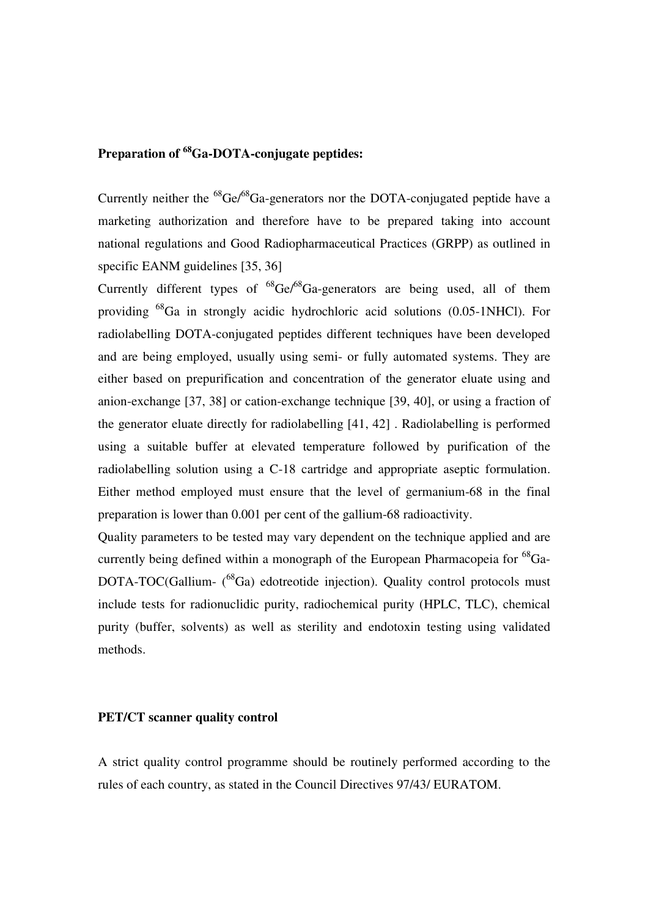**Preparation of $^{68}$Ga-DOTA-conjugate peptides:**

Currently neither the $^{68}$Ge/$^{68}$Ga-generators nor the DOTA-conjugated peptide have a marketing authorization and therefore have to be prepared taking into account national regulations and Good Radiopharmaceutical Practices (GRPP) as outlined in specific EANM guidelines [35, 36]

Currently different types of $^{68}$Ge/$^{68}$Ga-generators are being used, all of them providing $^{68}$Ga in strongly acidic hydrochloric acid solutions (0.05-1NHCl). For radiolabelling DOTA-conjugated peptides different techniques have been developed and are being employed, usually using semi- or fully automated systems. They are either based on prepurification and concentration of the generator eluate using and anion-exchange [37, 38] or cation-exchange technique [39, 40], or using a fraction of the generator eluate directly for radiolabelling [41, 42] . Radiolabelling is performed using a suitable buffer at elevated temperature followed by purification of the radiolabelling solution using a C-18 cartridge and appropriate aseptic formulation. Either method employed must ensure that the level of germanium-68 in the final preparation is lower than 0.001 per cent of the gallium-68 radioactivity.

Quality parameters to be tested may vary dependent on the technique applied and are currently being defined within a monograph of the European Pharmacopeia for $^{68}$Ga-DOTA-TOC(Gallium- ($^{68}$Ga) edotreotide injection). Quality control protocols must include tests for radionuclidic purity, radiochemical purity (HPLC, TLC), chemical purity (buffer, solvents) as well as sterility and endotoxin testing using validated methods.

**PET/CT scanner quality control**

A strict quality control programme should be routinely performed according to the rules of each country, as stated in the Council Directives 97/43/ EURATOM.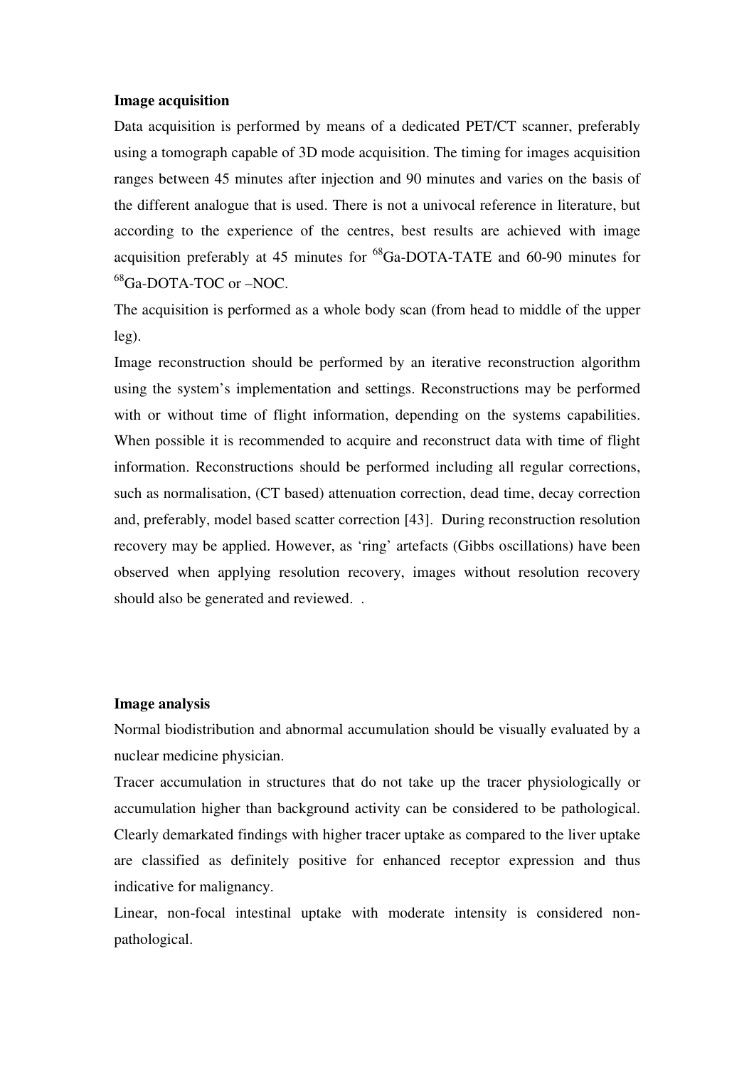**Image acquisition**

Data acquisition is performed by means of a dedicated PET/CT scanner, preferably using a tomograph capable of 3D mode acquisition. The timing for images acquisition ranges between 45 minutes after injection and 90 minutes and varies on the basis of the different analogue that is used. There is not a univocal reference in literature, but according to the experience of the centres, best results are achieved with image acquisition preferably at 45 minutes for $^{68}$Ga-DOTA-TATE and 60-90 minutes for $^{68}$Ga-DOTA-TOC or –NOC.

The acquisition is performed as a whole body scan (from head to middle of the upper leg).

Image reconstruction should be performed by an iterative reconstruction algorithm using the system's implementation and settings. Reconstructions may be performed with or without time of flight information, depending on the systems capabilities. When possible it is recommended to acquire and reconstruct data with time of flight information. Reconstructions should be performed including all regular corrections, such as normalisation, (CT based) attenuation correction, dead time, decay correction and, preferably, model based scatter correction [43]. During reconstruction resolution recovery may be applied. However, as 'ring' artefacts (Gibbs oscillations) have been observed when applying resolution recovery, images without resolution recovery should also be generated and reviewed. .

**Image analysis**

Normal biodistribution and abnormal accumulation should be visually evaluated by a nuclear medicine physician.

Tracer accumulation in structures that do not take up the tracer physiologically or accumulation higher than background activity can be considered to be pathological. Clearly demarkated findings with higher tracer uptake as compared to the liver uptake are classified as definitely positive for enhanced receptor expression and thus indicative for malignancy.

Linear, non-focal intestinal uptake with moderate intensity is considered non-pathological.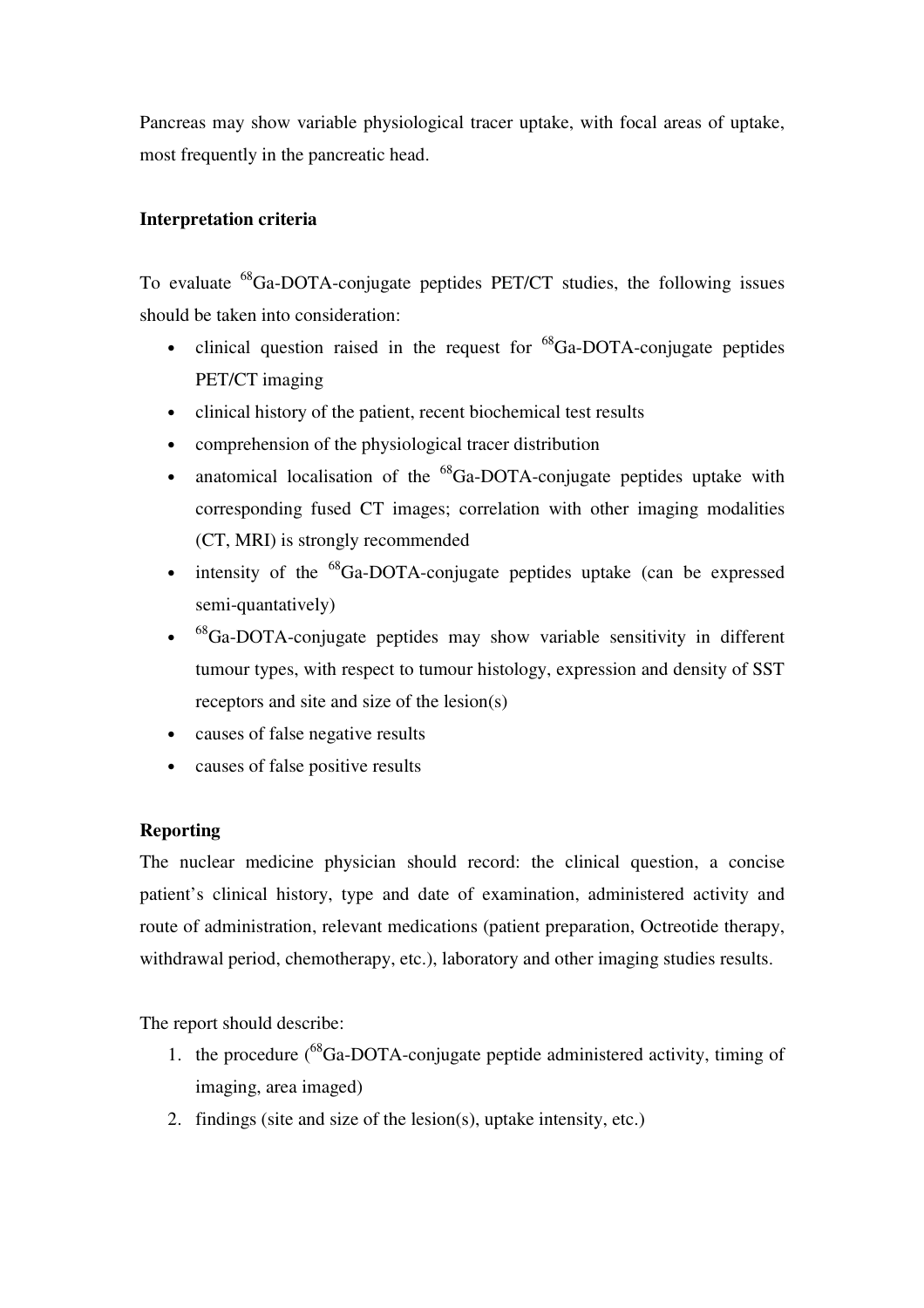Pancreas may show variable physiological tracer uptake, with focal areas of uptake, most frequently in the pancreatic head.

**Interpretation criteria**

To evaluate $^{68}$Ga-DOTA-conjugate peptides PET/CT studies, the following issues should be taken into consideration:

- clinical question raised in the request for $^{68}$Ga-DOTA-conjugate peptides PET/CT imaging
- clinical history of the patient, recent biochemical test results
- comprehension of the physiological tracer distribution
- anatomical localisation of the $^{68}$Ga-DOTA-conjugate peptides uptake with corresponding fused CT images; correlation with other imaging modalities (CT, MRI) is strongly recommended
- intensity of the $^{68}$Ga-DOTA-conjugate peptides uptake (can be expressed semi-quantatively)
- $^{68}$Ga-DOTA-conjugate peptides may show variable sensitivity in different tumour types, with respect to tumour histology, expression and density of SST receptors and site and size of the lesion(s)
- causes of false negative results
- causes of false positive results

**Reporting**

The nuclear medicine physician should record: the clinical question, a concise patient's clinical history, type and date of examination, administered activity and route of administration, relevant medications (patient preparation, Octreotide therapy, withdrawal period, chemotherapy, etc.), laboratory and other imaging studies results.

The report should describe:

1. the procedure ($^{68}$Ga-DOTA-conjugate peptide administered activity, timing of imaging, area imaged)
2. findings (site and size of the lesion(s), uptake intensity, etc.)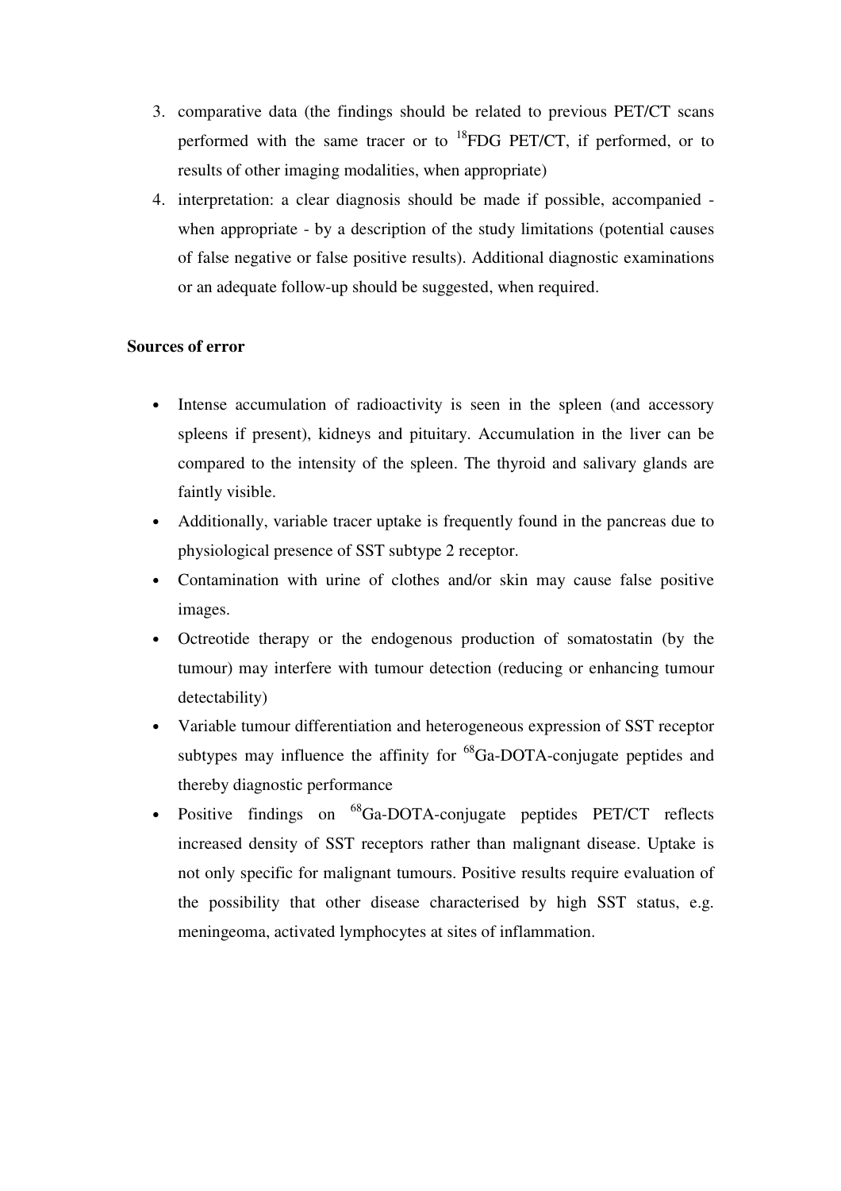3. comparative data (the findings should be related to previous PET/CT scans performed with the same tracer or to $^{18}$FDG PET/CT, if performed, or to results of other imaging modalities, when appropriate)
4. interpretation: a clear diagnosis should be made if possible, accompanied - when appropriate - by a description of the study limitations (potential causes of false negative or false positive results). Additional diagnostic examinations or an adequate follow-up should be suggested, when required.

**Sources of error**

- Intense accumulation of radioactivity is seen in the spleen (and accessory spleens if present), kidneys and pituitary. Accumulation in the liver can be compared to the intensity of the spleen. The thyroid and salivary glands are faintly visible.
- Additionally, variable tracer uptake is frequently found in the pancreas due to physiological presence of SST subtype 2 receptor.
- Contamination with urine of clothes and/or skin may cause false positive images.
- Octreotide therapy or the endogenous production of somatostatin (by the tumour) may interfere with tumour detection (reducing or enhancing tumour detectability)
- Variable tumour differentiation and heterogeneous expression of SST receptor subtypes may influence the affinity for $^{68}$Ga-DOTA-conjugate peptides and thereby diagnostic performance
- Positive findings on $^{68}$Ga-DOTA-conjugate peptides PET/CT reflects increased density of SST receptors rather than malignant disease. Uptake is not only specific for malignant tumours. Positive results require evaluation of the possibility that other disease characterised by high SST status, e.g. meningeoma, activated lymphocytes at sites of inflammation.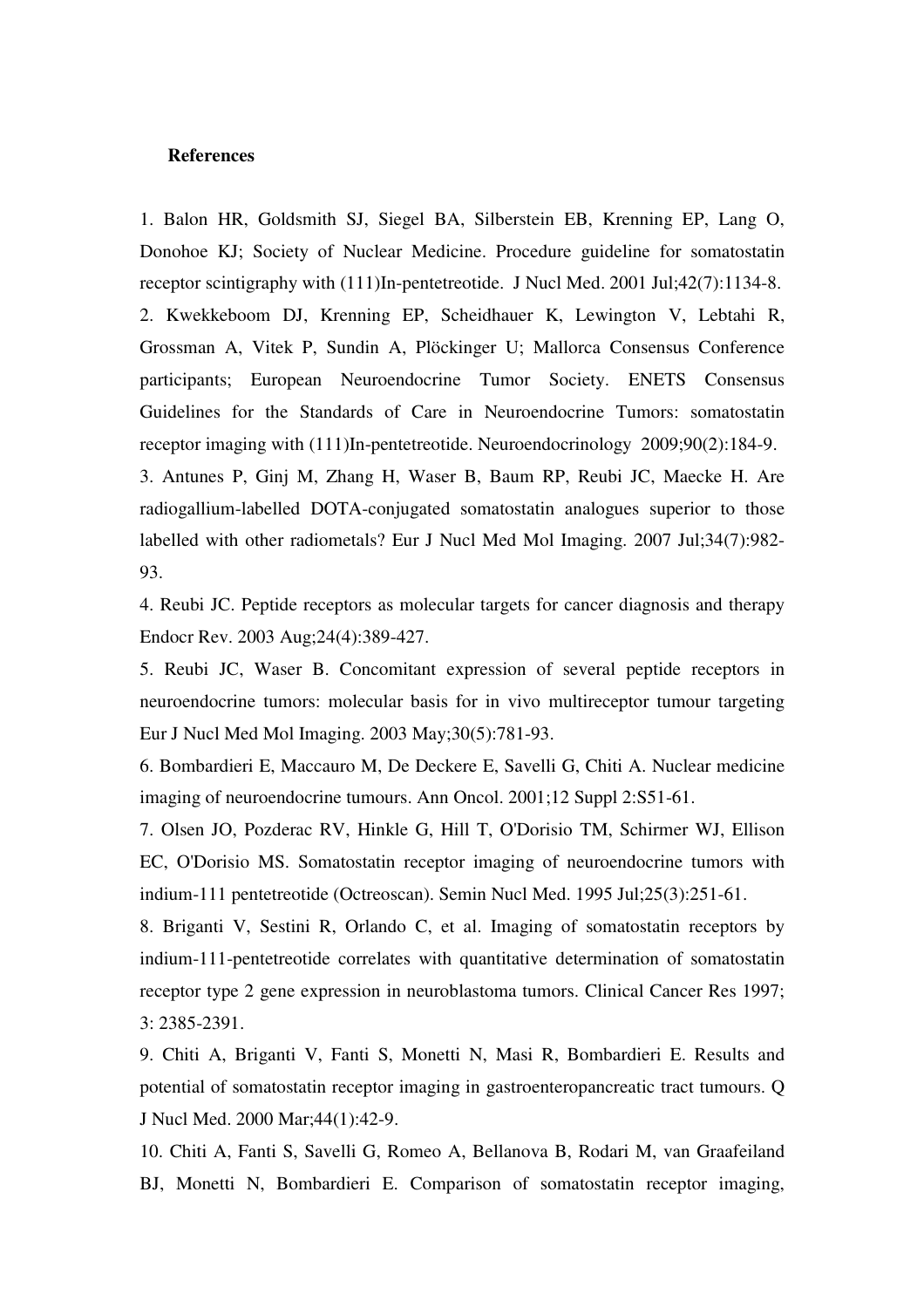**References**

1. Balon HR, Goldsmith SJ, Siegel BA, Silberstein EB, Krenning EP, Lang O, Donohoe KJ; Society of Nuclear Medicine. Procedure guideline for somatostatin receptor scintigraphy with (111)In-pentetreotide. J Nucl Med. 2001 Jul;42(7):1134-8.
2. Kwekkeboom DJ, Krenning EP, Scheidhauer K, Lewington V, Lebtahi R, Grossman A, Vitek P, Sundin A, Plöckinger U; Mallorca Consensus Conference participants; European Neuroendocrine Tumor Society. ENETS Consensus Guidelines for the Standards of Care in Neuroendocrine Tumors: somatostatin receptor imaging with (111)In-pentetreotide. Neuroendocrinology 2009;90(2):184-9.
3. Antunes P, Ginj M, Zhang H, Waser B, Baum RP, Reubi JC, Maecke H. Are radiogallium-labelled DOTA-conjugated somatostatin analogues superior to those labelled with other radiometals? Eur J Nucl Med Mol Imaging. 2007 Jul;34(7):982-93.
4. Reubi JC. Peptide receptors as molecular targets for cancer diagnosis and therapy Endocr Rev. 2003 Aug;24(4):389-427.
5. Reubi JC, Waser B. Concomitant expression of several peptide receptors in neuroendocrine tumors: molecular basis for in vivo multireceptor tumour targeting Eur J Nucl Med Mol Imaging. 2003 May;30(5):781-93.
6. Bombardieri E, Maccauro M, De Deckere E, Savelli G, Chiti A. Nuclear medicine imaging of neuroendocrine tumours. Ann Oncol. 2001;12 Suppl 2:S51-61.
7. Olsen JO, Pozderac RV, Hinkle G, Hill T, O'Dorisio TM, Schirmer WJ, Ellison EC, O'Dorisio MS. Somatostatin receptor imaging of neuroendocrine tumors with indium-111 pentetreotide (Octreoscan). Semin Nucl Med. 1995 Jul;25(3):251-61.
8. Briganti V, Sestini R, Orlando C, et al. Imaging of somatostatin receptors by indium-111-pentetreotide correlates with quantitative determination of somatostatin receptor type 2 gene expression in neuroblastoma tumors. Clinical Cancer Res 1997; 3: 2385-2391.
9. Chiti A, Briganti V, Fanti S, Monetti N, Masi R, Bombardieri E. Results and potential of somatostatin receptor imaging in gastroenteropancreatic tract tumours. Q J Nucl Med. 2000 Mar;44(1):42-9.
10. Chiti A, Fanti S, Savelli G, Romeo A, Bellanova B, Rodari M, van Graafeiland BJ, Monetti N, Bombardieri E. Comparison of somatostatin receptor imaging,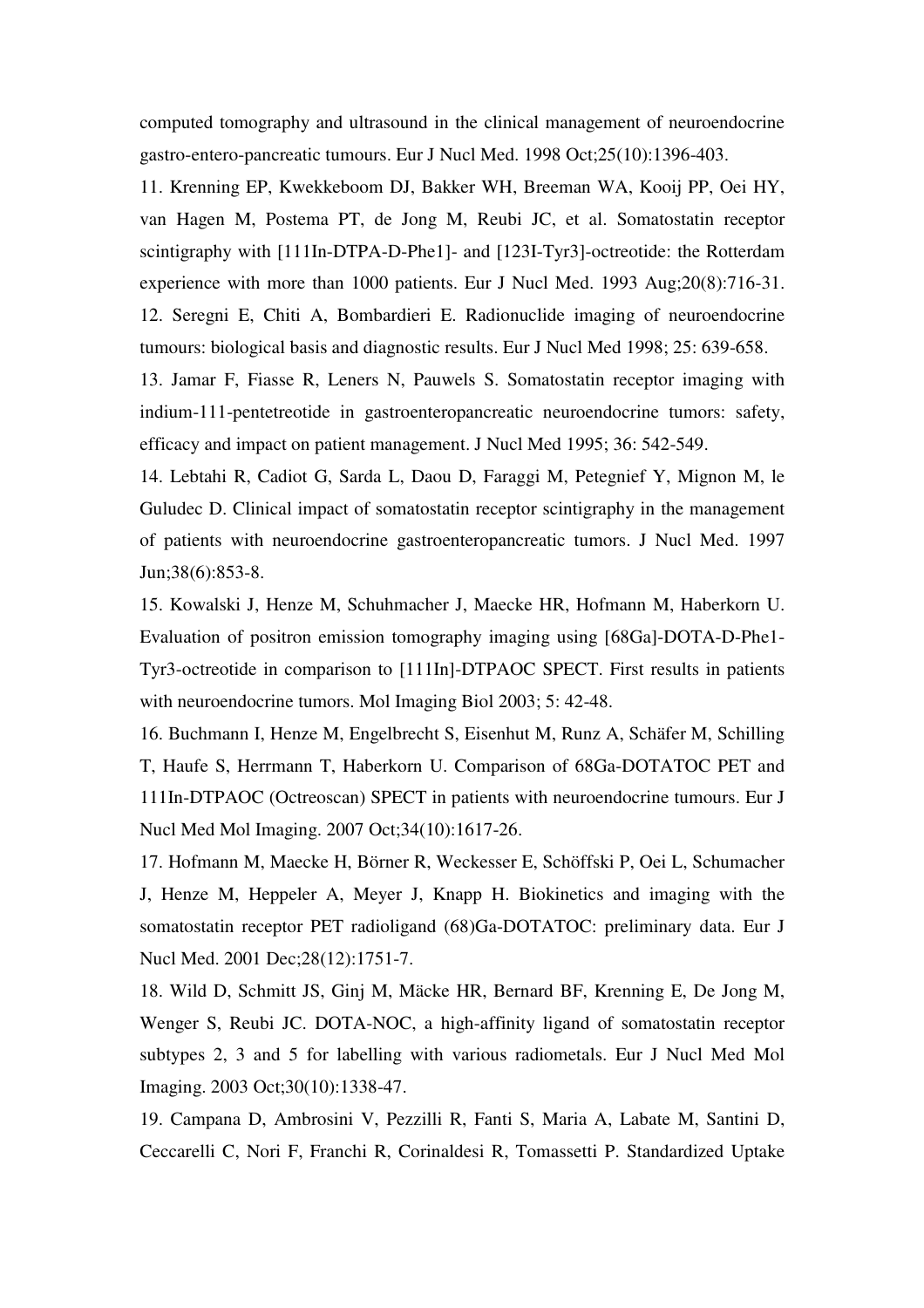computed tomography and ultrasound in the clinical management of neuroendocrine gastro-entero-pancreatic tumours. Eur J Nucl Med. 1998 Oct;25(10):1396-403.

11. Krenning EP, Kwekkeboom DJ, Bakker WH, Breeman WA, Kooij PP, Oei HY, van Hagen M, Postema PT, de Jong M, Reubi JC, et al. Somatostatin receptor scintigraphy with [111In-DTPA-D-Phe1]- and [123I-Tyr3]-octreotide: the Rotterdam experience with more than 1000 patients. Eur J Nucl Med. 1993 Aug;20(8):716-31.

12. Seregni E, Chiti A, Bombardieri E. Radionuclide imaging of neuroendocrine tumours: biological basis and diagnostic results. Eur J Nucl Med 1998; 25: 639-658.

13. Jamar F, Fiasse R, Leners N, Pauwels S. Somatostatin receptor imaging with indium-111-pentetreotide in gastroenteropancreatic neuroendocrine tumors: safety, efficacy and impact on patient management. J Nucl Med 1995; 36: 542-549.

14. Lebtahi R, Cadiot G, Sarda L, Daou D, Faraggi M, Petegnief Y, Mignon M, le Guludec D. Clinical impact of somatostatin receptor scintigraphy in the management of patients with neuroendocrine gastroenteropancreatic tumors. J Nucl Med. 1997 Jun;38(6):853-8.

15. Kowalski J, Henze M, Schuhmacher J, Maecke HR, Hofmann M, Haberkorn U. Evaluation of positron emission tomography imaging using [68Ga]-DOTA-D-Phe1-Tyr3-octreotide in comparison to [111In]-DTPAOC SPECT. First results in patients with neuroendocrine tumors. Mol Imaging Biol 2003; 5: 42-48.

16. Buchmann I, Henze M, Engelbrecht S, Eisenhut M, Runz A, Schäfer M, Schilling T, Haufe S, Herrmann T, Haberkorn U. Comparison of 68Ga-DOTATOC PET and 111In-DTPAOC (Octreoscan) SPECT in patients with neuroendocrine tumours. Eur J Nucl Med Mol Imaging. 2007 Oct;34(10):1617-26.

17. Hofmann M, Maecke H, Börner R, Weckesser E, Schöffski P, Oei L, Schumacher J, Henze M, Heppeler A, Meyer J, Knapp H. Biokinetics and imaging with the somatostatin receptor PET radioligand (68)Ga-DOTATOC: preliminary data. Eur J Nucl Med. 2001 Dec;28(12):1751-7.

18. Wild D, Schmitt JS, Ginj M, Mäcke HR, Bernard BF, Krenning E, De Jong M, Wenger S, Reubi JC. DOTA-NOC, a high-affinity ligand of somatostatin receptor subtypes 2, 3 and 5 for labelling with various radiometals. Eur J Nucl Med Mol Imaging. 2003 Oct;30(10):1338-47.

19. Campana D, Ambrosini V, Pezzilli R, Fanti S, Maria A, Labate M, Santini D, Ceccarelli C, Nori F, Franchi R, Corinaldesi R, Tomassetti P. Standardized Uptake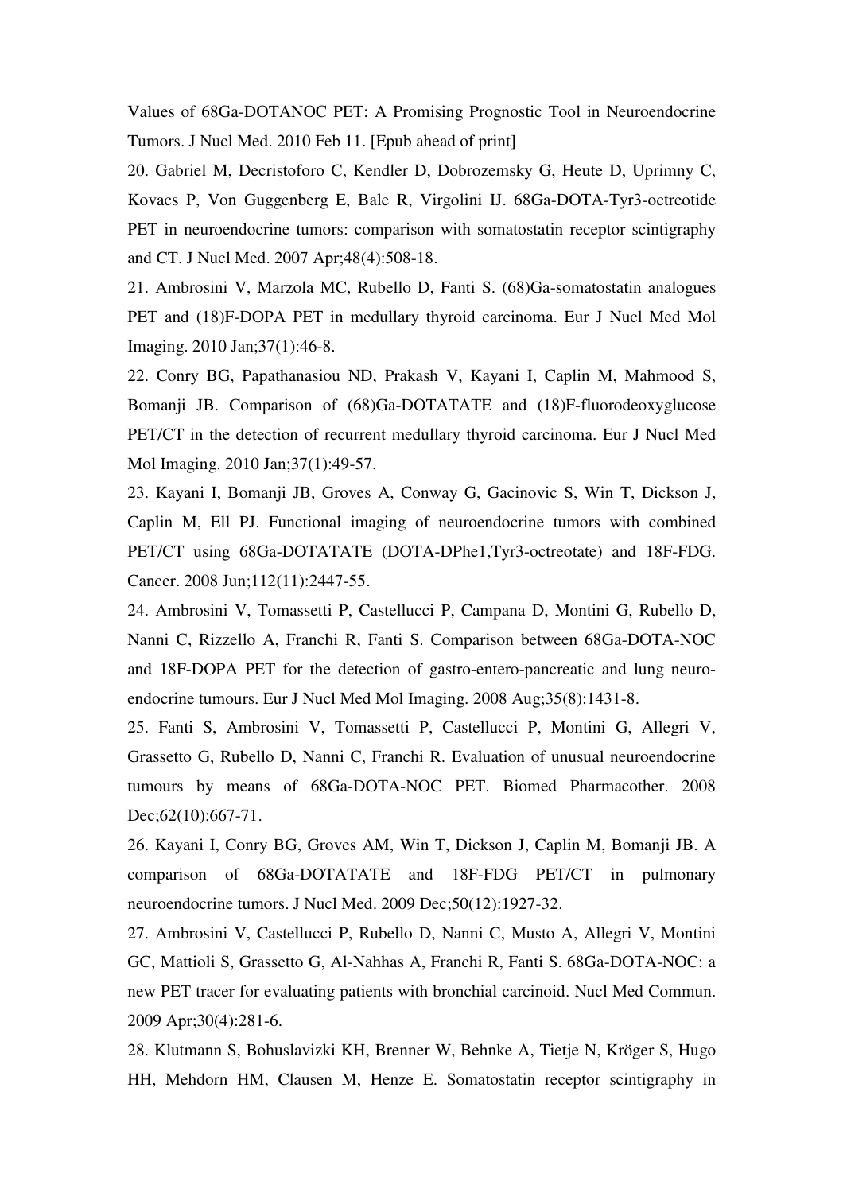Values of 68Ga-DOTANOC PET: A Promising Prognostic Tool in Neuroendocrine Tumors. J Nucl Med. 2010 Feb 11. [Epub ahead of print]

20. Gabriel M, Decristoforo C, Kendler D, Dobrozemsky G, Heute D, Uprimny C, Kovacs P, Von Guggenberg E, Bale R, Virgolini IJ. 68Ga-DOTA-Tyr3-octreotide PET in neuroendocrine tumors: comparison with somatostatin receptor scintigraphy and CT. J Nucl Med. 2007 Apr;48(4):508-18.

21. Ambrosini V, Marzola MC, Rubello D, Fanti S. (68)Ga-somatostatin analogues PET and (18)F-DOPA PET in medullary thyroid carcinoma. Eur J Nucl Med Mol Imaging. 2010 Jan;37(1):46-8.

22. Conry BG, Papathanasiou ND, Prakash V, Kayani I, Caplin M, Mahmood S, Bomanji JB. Comparison of (68)Ga-DOTATATE and (18)F-fluorodeoxyglucose PET/CT in the detection of recurrent medullary thyroid carcinoma. Eur J Nucl Med Mol Imaging. 2010 Jan;37(1):49-57.

23. Kayani I, Bomanji JB, Groves A, Conway G, Gacinovic S, Win T, Dickson J, Caplin M, Ell PJ. Functional imaging of neuroendocrine tumors with combined PET/CT using 68Ga-DOTATATE (DOTA-DPhe1,Tyr3-octreotate) and 18F-FDG. Cancer. 2008 Jun;112(11):2447-55.

24. Ambrosini V, Tomassetti P, Castellucci P, Campana D, Montini G, Rubello D, Nanni C, Rizzello A, Franchi R, Fanti S. Comparison between 68Ga-DOTA-NOC and 18F-DOPA PET for the detection of gastro-entero-pancreatic and lung neuro-endocrine tumours. Eur J Nucl Med Mol Imaging. 2008 Aug;35(8):1431-8.

25. Fanti S, Ambrosini V, Tomassetti P, Castellucci P, Montini G, Allegri V, Grassetto G, Rubello D, Nanni C, Franchi R. Evaluation of unusual neuroendocrine tumours by means of 68Ga-DOTA-NOC PET. Biomed Pharmacother. 2008 Dec;62(10):667-71.

26. Kayani I, Conry BG, Groves AM, Win T, Dickson J, Caplin M, Bomanji JB. A comparison of 68Ga-DOTATATE and 18F-FDG PET/CT in pulmonary neuroendocrine tumors. J Nucl Med. 2009 Dec;50(12):1927-32.

27. Ambrosini V, Castellucci P, Rubello D, Nanni C, Musto A, Allegri V, Montini GC, Mattioli S, Grassetto G, Al-Nahhas A, Franchi R, Fanti S. 68Ga-DOTA-NOC: a new PET tracer for evaluating patients with bronchial carcinoid. Nucl Med Commun. 2009 Apr;30(4):281-6.

28. Klutmann S, Bohuslavizki KH, Brenner W, Behnke A, Tietje N, Kröger S, Hugo HH, Mehdorn HM, Clausen M, Henze E. Somatostatin receptor scintigraphy in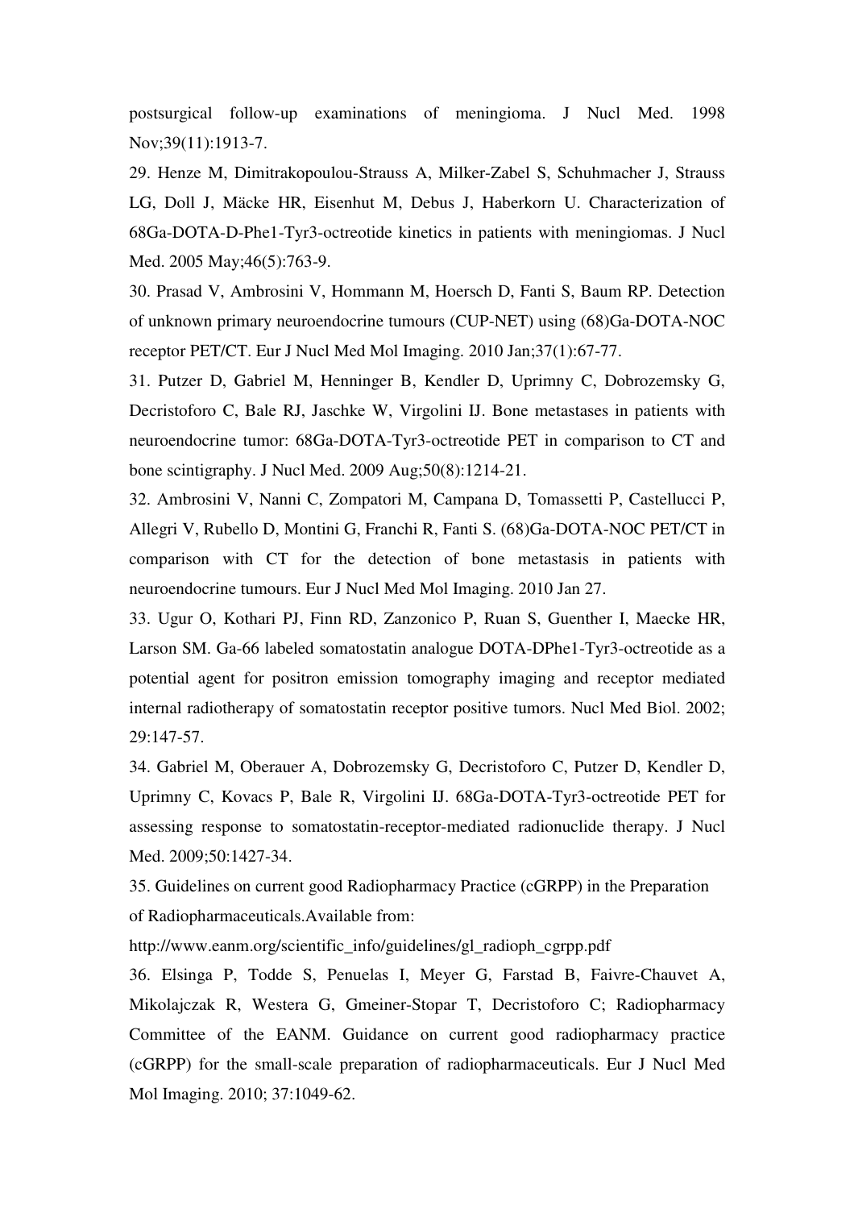postsurgical follow-up examinations of meningioma. J Nucl Med. 1998 Nov;39(11):1913-7.

29. Henze M, Dimitrakopoulou-Strauss A, Milker-Zabel S, Schuhmacher J, Strauss LG, Doll J, Mäcke HR, Eisenhut M, Debus J, Haberkorn U. Characterization of 68Ga-DOTA-D-Phe1-Tyr3-octreotide kinetics in patients with meningiomas. J Nucl Med. 2005 May;46(5):763-9.

30. Prasad V, Ambrosini V, Hommann M, Hoersch D, Fanti S, Baum RP. Detection of unknown primary neuroendocrine tumours (CUP-NET) using (68)Ga-DOTA-NOC receptor PET/CT. Eur J Nucl Med Mol Imaging. 2010 Jan;37(1):67-77.

31. Putzer D, Gabriel M, Henninger B, Kendler D, Uprimny C, Dobrozemsky G, Decristoforo C, Bale RJ, Jaschke W, Virgolini IJ. Bone metastases in patients with neuroendocrine tumor: 68Ga-DOTA-Tyr3-octreotide PET in comparison to CT and bone scintigraphy. J Nucl Med. 2009 Aug;50(8):1214-21.

32. Ambrosini V, Nanni C, Zompatori M, Campana D, Tomassetti P, Castellucci P, Allegri V, Rubello D, Montini G, Franchi R, Fanti S. (68)Ga-DOTA-NOC PET/CT in comparison with CT for the detection of bone metastasis in patients with neuroendocrine tumours. Eur J Nucl Med Mol Imaging. 2010 Jan 27.

33. Ugur O, Kothari PJ, Finn RD, Zanzonico P, Ruan S, Guenther I, Maecke HR, Larson SM. Ga-66 labeled somatostatin analogue DOTA-DPhe1-Tyr3-octreotide as a potential agent for positron emission tomography imaging and receptor mediated internal radiotherapy of somatostatin receptor positive tumors. Nucl Med Biol. 2002; 29:147-57.

34. Gabriel M, Oberauer A, Dobrozemsky G, Decristoforo C, Putzer D, Kendler D, Uprimny C, Kovacs P, Bale R, Virgolini IJ. 68Ga-DOTA-Tyr3-octreotide PET for assessing response to somatostatin-receptor-mediated radionuclide therapy. J Nucl Med. 2009;50:1427-34.

35. Guidelines on current good Radiopharmacy Practice (cGRPP) in the Preparation of Radiopharmaceuticals.Available from:

http://www.eanm.org/scientific_info/guidelines/gl_radioph_cgrpp.pdf

36. Elsinga P, Todde S, Penuelas I, Meyer G, Farstad B, Faivre-Chauvet A, Mikolajczak R, Westera G, Gmeiner-Stopar T, Decristoforo C; Radiopharmacy Committee of the EANM. Guidance on current good radiopharmacy practice (cGRPP) for the small-scale preparation of radiopharmaceuticals. Eur J Nucl Med Mol Imaging. 2010; 37:1049-62.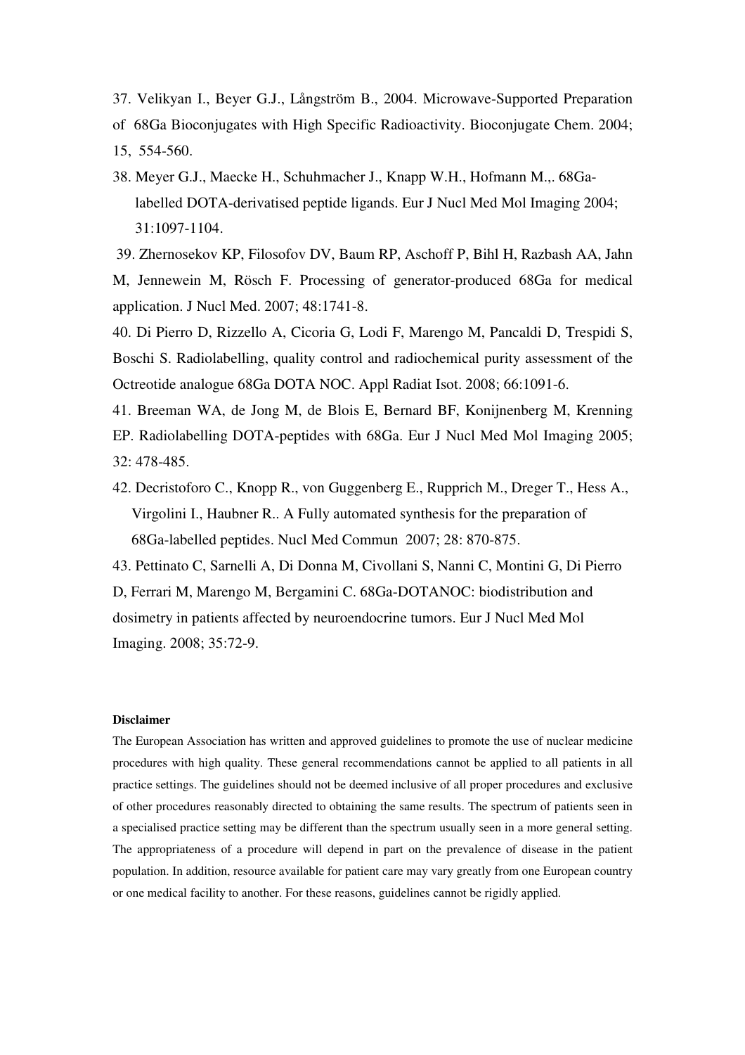37. Velikyan I., Beyer G.J., Långström B., 2004. Microwave-Supported Preparation of 68Ga Bioconjugates with High Specific Radioactivity. Bioconjugate Chem. 2004; 15, 554-560.

38. Meyer G.J., Maecke H., Schuhmacher J., Knapp W.H., Hofmann M.,. 68Ga-labelled DOTA-derivatised peptide ligands. Eur J Nucl Med Mol Imaging 2004; 31:1097-1104.

39. Zhernosekov KP, Filosofov DV, Baum RP, Aschoff P, Bihl H, Razbash AA, Jahn M, Jennewein M, Rösch F. Processing of generator-produced 68Ga for medical application. J Nucl Med. 2007; 48:1741-8.

40. Di Pierro D, Rizzello A, Cicoria G, Lodi F, Marengo M, Pancaldi D, Trespidi S, Boschi S. Radiolabelling, quality control and radiochemical purity assessment of the Octreotide analogue 68Ga DOTA NOC. Appl Radiat Isot. 2008; 66:1091-6.

41. Breeman WA, de Jong M, de Blois E, Bernard BF, Konijnenberg M, Krenning EP. Radiolabelling DOTA-peptides with 68Ga. Eur J Nucl Med Mol Imaging 2005; 32: 478-485.

42. Decristoforo C., Knopp R., von Guggenberg E., Rupprich M., Dreger T., Hess A., Virgolini I., Haubner R.. A Fully automated synthesis for the preparation of 68Ga-labelled peptides. Nucl Med Commun 2007; 28: 870-875.

43. Pettinato C, Sarnelli A, Di Donna M, Civollani S, Nanni C, Montini G, Di Pierro D, Ferrari M, Marengo M, Bergamini C. 68Ga-DOTANOC: biodistribution and dosimetry in patients affected by neuroendocrine tumors. Eur J Nucl Med Mol Imaging. 2008; 35:72-9.

**Disclaimer**

The European Association has written and approved guidelines to promote the use of nuclear medicine procedures with high quality. These general recommendations cannot be applied to all patients in all practice settings. The guidelines should not be deemed inclusive of all proper procedures and exclusive of other procedures reasonably directed to obtaining the same results. The spectrum of patients seen in a specialised practice setting may be different than the spectrum usually seen in a more general setting. The appropriateness of a procedure will depend in part on the prevalence of disease in the patient population. In addition, resource available for patient care may vary greatly from one European country or one medical facility to another. For these reasons, guidelines cannot be rigidly applied.